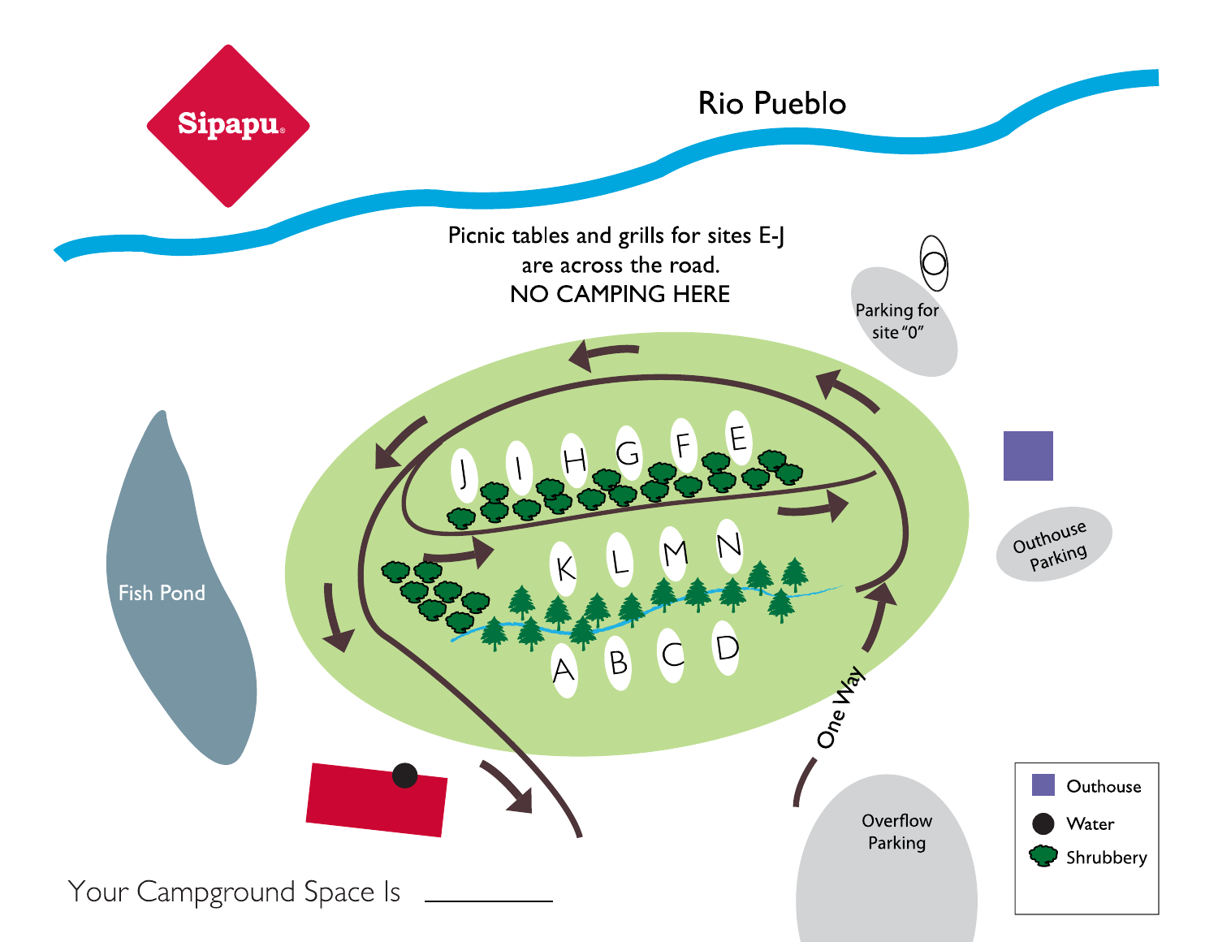Sipapu

Rio Pueblo

Picnic tables and grills for sites E-J
are across the road.
NO CAMPING HERE

O

Parking for site "0"

Fish Pond

J I H G F E

K L M N

A B C D

One Way

Outhouse Parking

Overflow Parking

| Legend |
| --- |
| Outhouse |
| Water |
| Shrubbery |

Your Campground Space Is ________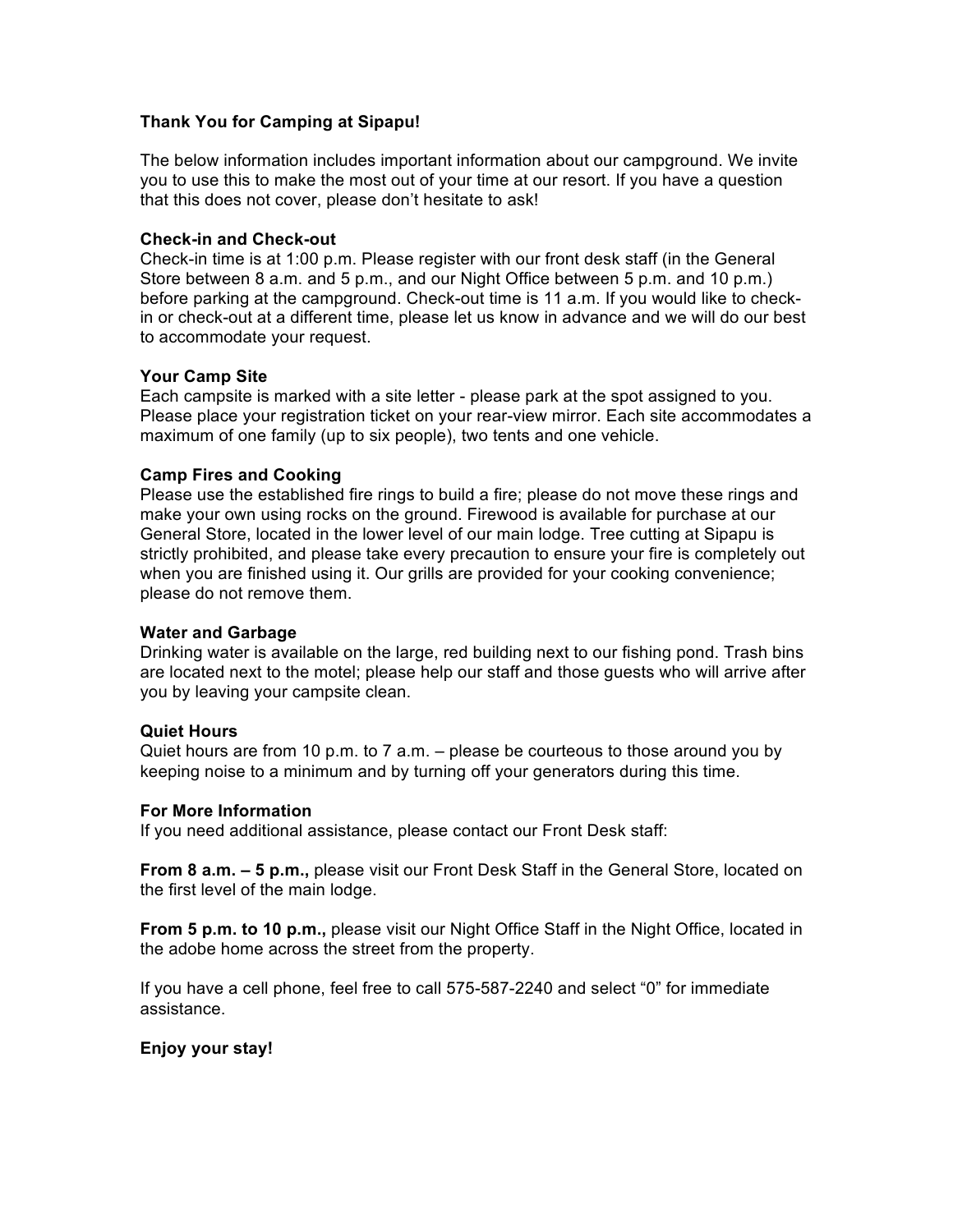**Thank You for Camping at Sipapu!**

The below information includes important information about our campground. We invite you to use this to make the most out of your time at our resort. If you have a question that this does not cover, please don't hesitate to ask!

**Check-in and Check-out**

Check-in time is at 1:00 p.m. Please register with our front desk staff (in the General Store between 8 a.m. and 5 p.m., and our Night Office between 5 p.m. and 10 p.m.) before parking at the campground. Check-out time is 11 a.m. If you would like to check-in or check-out at a different time, please let us know in advance and we will do our best to accommodate your request.

**Your Camp Site**

Each campsite is marked with a site letter - please park at the spot assigned to you. Please place your registration ticket on your rear-view mirror. Each site accommodates a maximum of one family (up to six people), two tents and one vehicle.

**Camp Fires and Cooking**

Please use the established fire rings to build a fire; please do not move these rings and make your own using rocks on the ground. Firewood is available for purchase at our General Store, located in the lower level of our main lodge. Tree cutting at Sipapu is strictly prohibited, and please take every precaution to ensure your fire is completely out when you are finished using it. Our grills are provided for your cooking convenience; please do not remove them.

**Water and Garbage**

Drinking water is available on the large, red building next to our fishing pond. Trash bins are located next to the motel; please help our staff and those guests who will arrive after you by leaving your campsite clean.

**Quiet Hours**

Quiet hours are from 10 p.m. to 7 a.m. – please be courteous to those around you by keeping noise to a minimum and by turning off your generators during this time.

**For More Information**

If you need additional assistance, please contact our Front Desk staff:

**From 8 a.m. – 5 p.m.,** please visit our Front Desk Staff in the General Store, located on the first level of the main lodge.

**From 5 p.m. to 10 p.m.,** please visit our Night Office Staff in the Night Office, located in the adobe home across the street from the property.

If you have a cell phone, feel free to call 575-587-2240 and select "0" for immediate assistance.

**Enjoy your stay!**